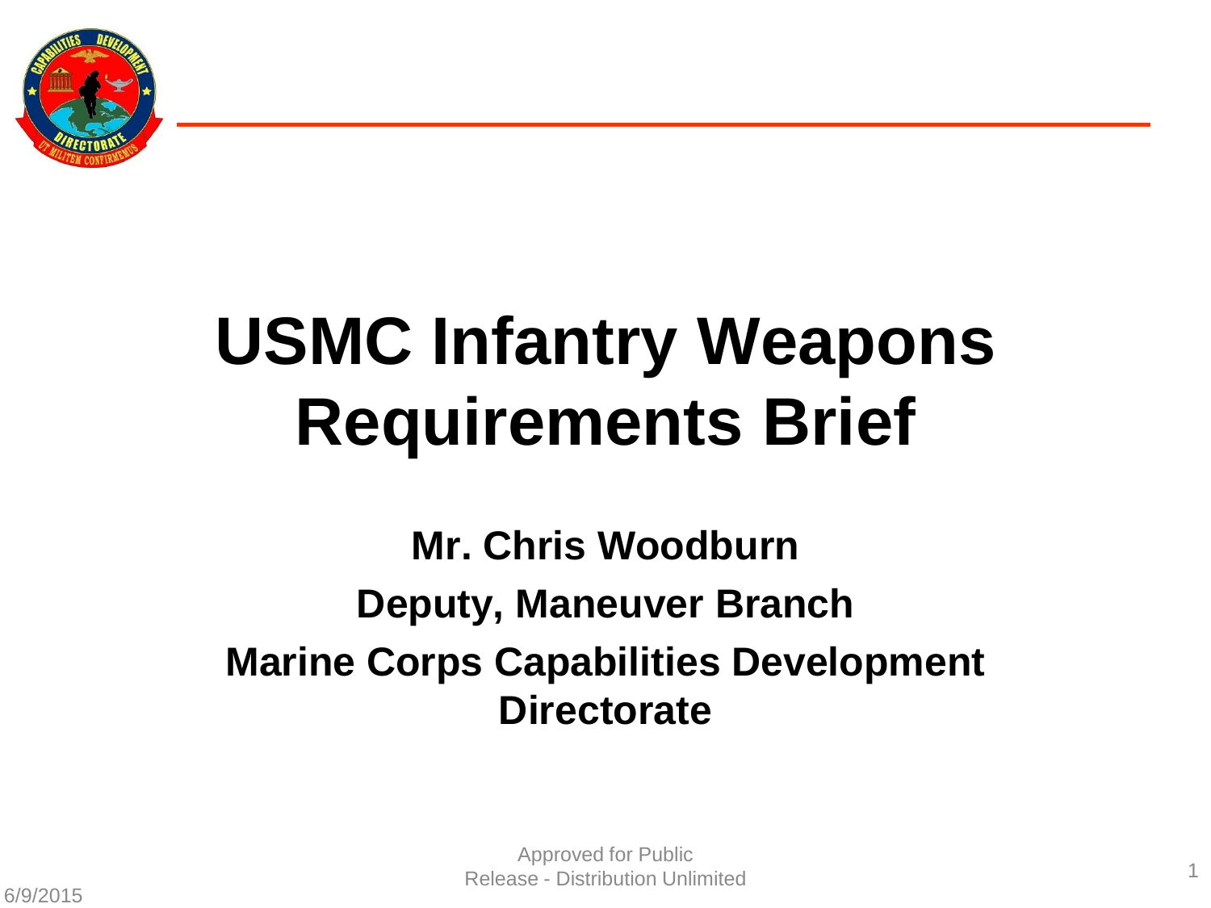# USMC Infantry Weapons Requirements Brief

**Mr. Chris Woodburn**

**Deputy, Maneuver Branch**

**Marine Corps Capabilities Development Directorate**

Approved for Public Release - Distribution Unlimited

6/9/2015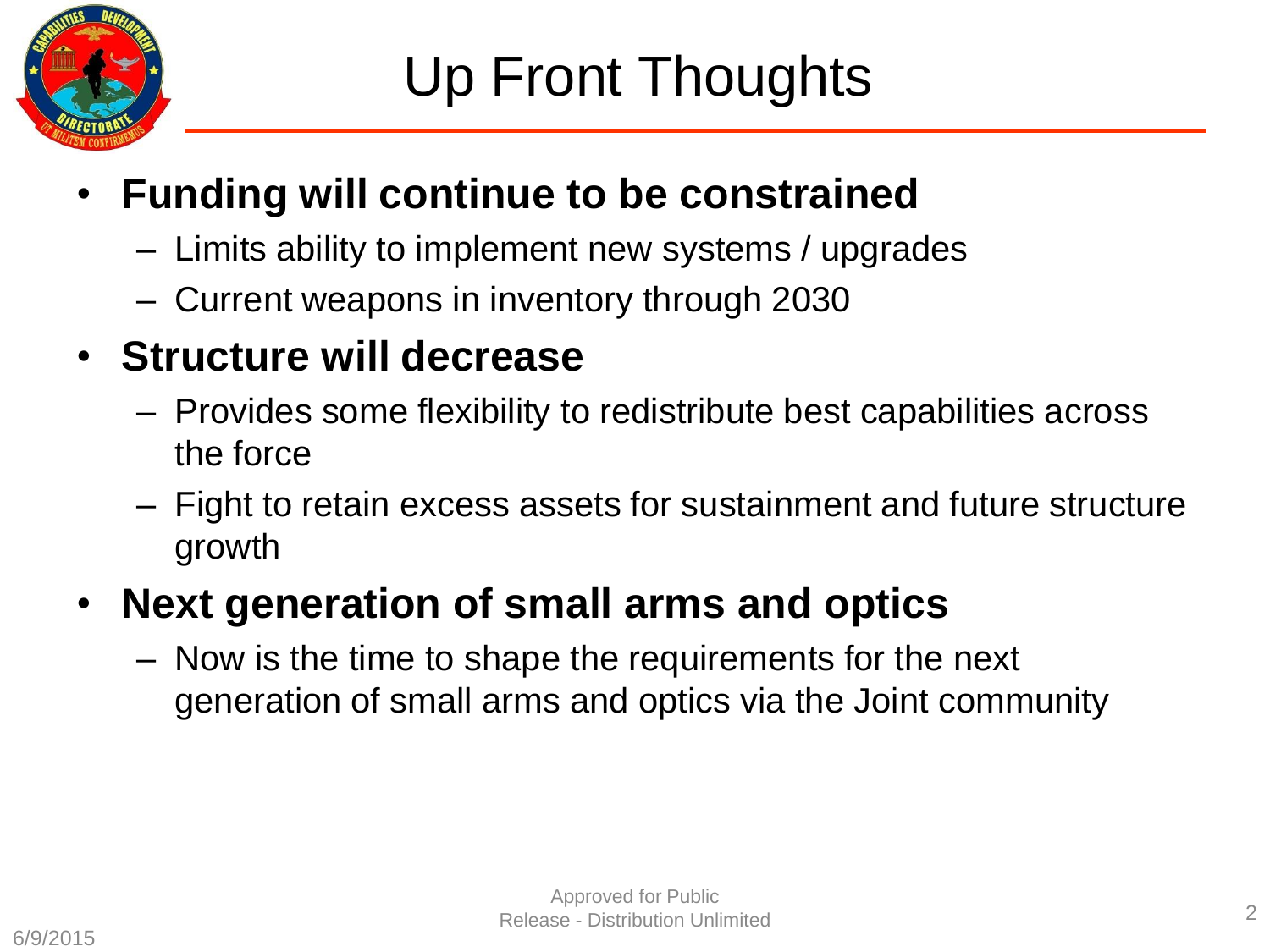# Up Front Thoughts

- **Funding will continue to be constrained**
  - Limits ability to implement new systems / upgrades
  - Current weapons in inventory through 2030
- **Structure will decrease**
  - Provides some flexibility to redistribute best capabilities across the force
  - Fight to retain excess assets for sustainment and future structure growth
- **Next generation of small arms and optics**
  - Now is the time to shape the requirements for the next generation of small arms and optics via the Joint community

Approved for Public Release - Distribution Unlimited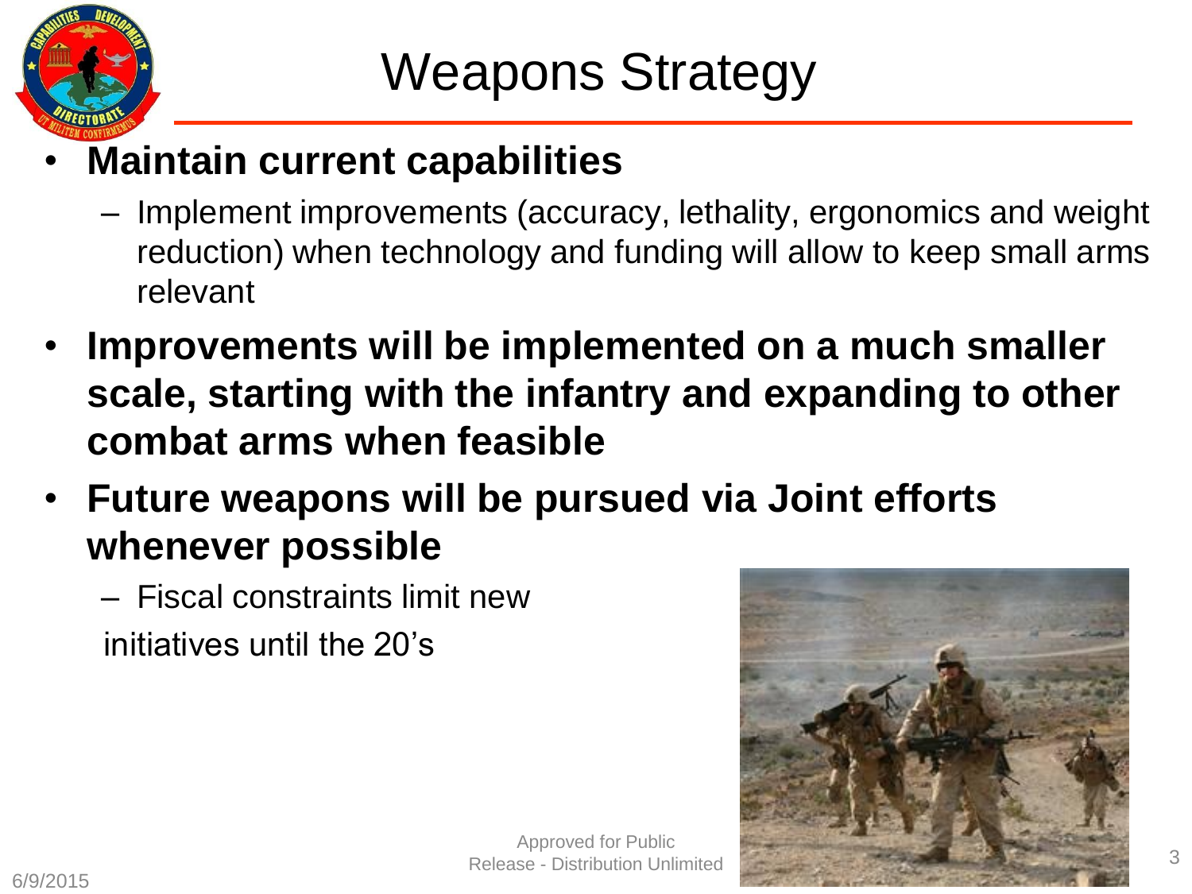# Weapons Strategy

- **Maintain current capabilities**
  - Implement improvements (accuracy, lethality, ergonomics and weight reduction) when technology and funding will allow to keep small arms relevant
- **Improvements will be implemented on a much smaller scale, starting with the infantry and expanding to other combat arms when feasible**
- **Future weapons will be pursued via Joint efforts whenever possible**
  - Fiscal constraints limit new initiatives until the 20's

Approved for Public Release - Distribution Unlimited

6/9/2015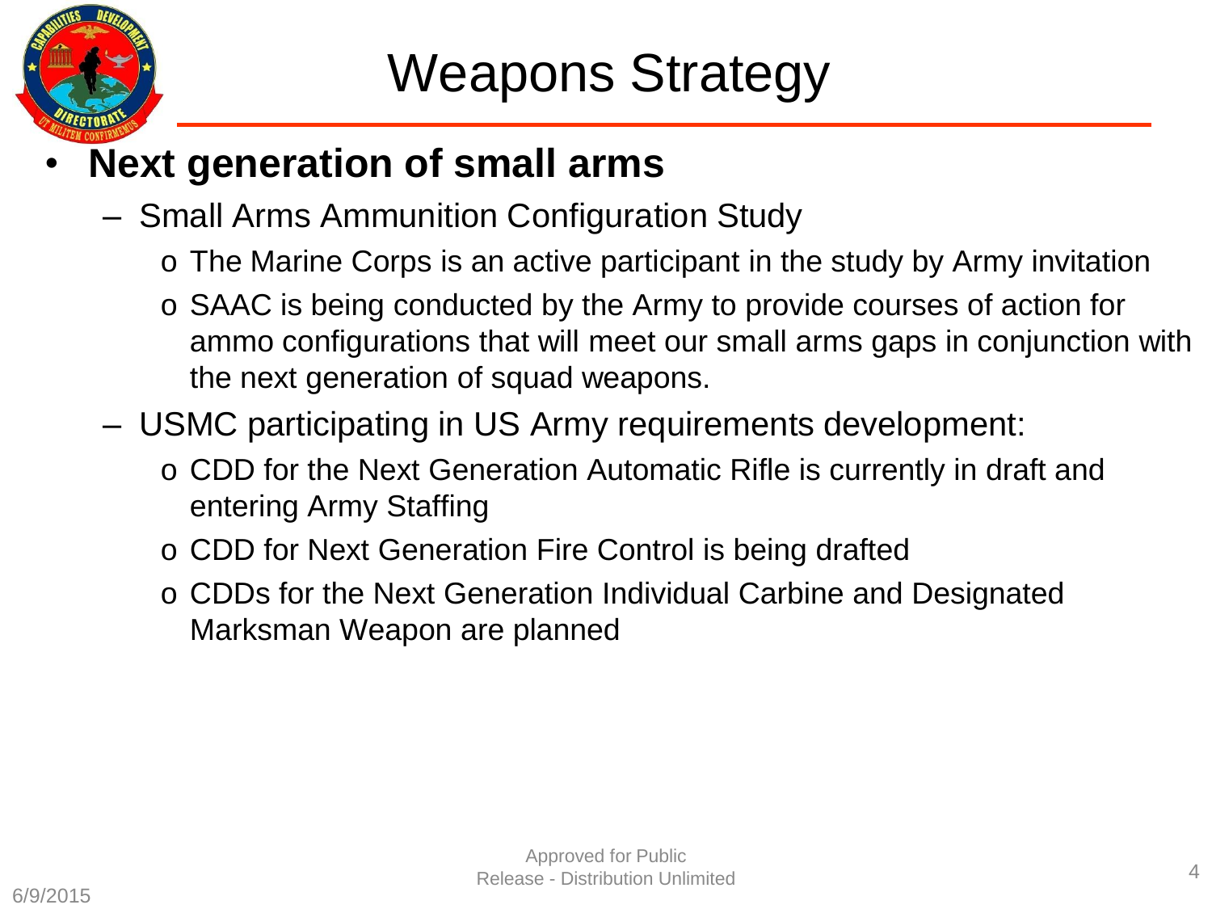# Weapons Strategy

- **Next generation of small arms**
  - Small Arms Ammunition Configuration Study
    - The Marine Corps is an active participant in the study by Army invitation
    - SAAC is being conducted by the Army to provide courses of action for ammo configurations that will meet our small arms gaps in conjunction with the next generation of squad weapons.
  - USMC participating in US Army requirements development:
    - CDD for the Next Generation Automatic Rifle is currently in draft and entering Army Staffing
    - CDD for Next Generation Fire Control is being drafted
    - CDDs for the Next Generation Individual Carbine and Designated Marksman Weapon are planned

Approved for Public Release - Distribution Unlimited

6/9/2015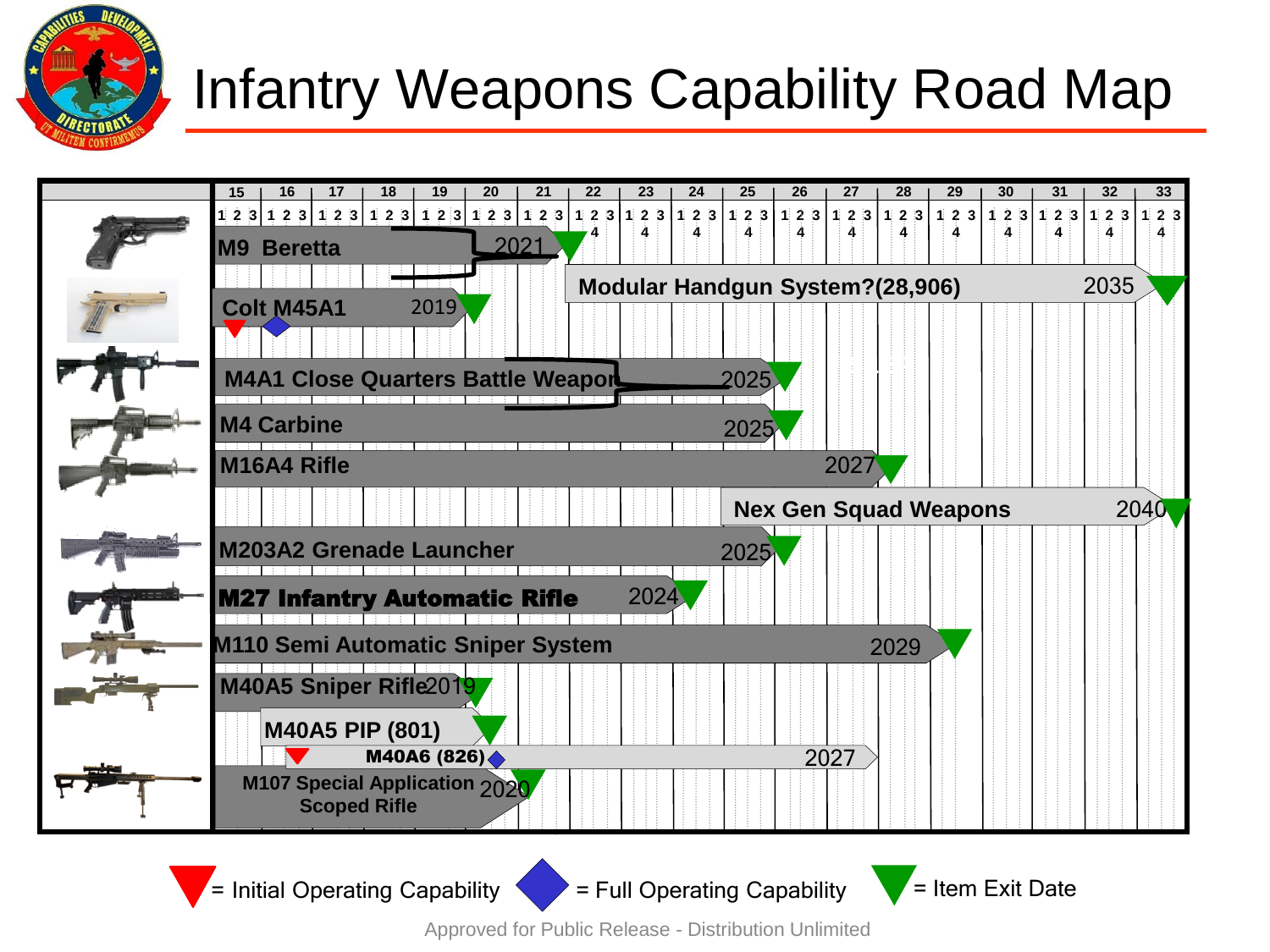# Infantry Weapons Capability Road Map

Fiscal years 15–33, quarters 1 2 3 4

| Weapon | Bar start | End / Exit Date |
|---|---|---|
| M9 Beretta | FY15 | 2021 |
| Modular Handgun System?(28,906) | FY22 | 2035 |
| Colt M45A1 | FY15 | 2019 |
| M4A1 Close Quarters Battle Weapon | FY15 | 2025 |
| M4 Carbine | FY15 | 2025 |
| M16A4 Rifle | FY15 | 2027 |
| Nex Gen Squad Weapons | FY25 | 2040 |
| M203A2 Grenade Launcher | FY15 | 2025 |
| M27 Infantry Automatic Rifle | FY15 | 2024 |
| M110 Semi Automatic Sniper System | FY15 | 2029 |
| M40A5 Sniper Rifle | FY15 | 2019 |
| M40A5 PIP (801) | FY16 | |
| M40A6 (826) | FY16 | 2027 |
| M107 Special Application Scoped Rifle | FY15 | 2020 |

▼ (red) = Initial Operating Capability ◆ (blue) = Full Operating Capability ▼ (green) = Item Exit Date

Approved for Public Release - Distribution Unlimited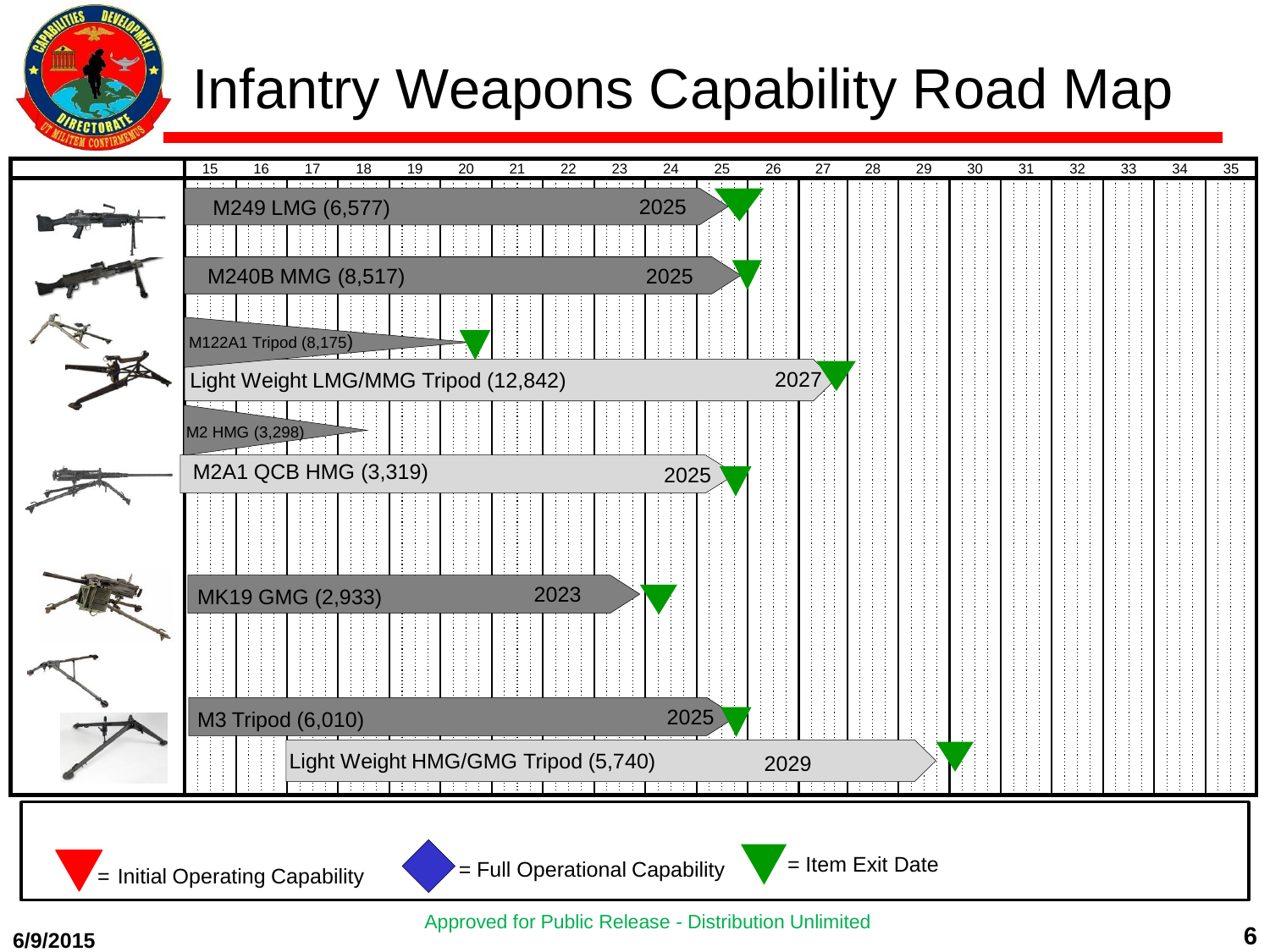# Infantry Weapons Capability Road Map

| Item | Exit Date |
|---|---|
| M249 LMG (6,577) | 2025 |
| M240B MMG (8,517) | 2025 |
| M122A1 Tripod (8,175) | |
| Light Weight LMG/MMG Tripod (12,842) | 2027 |
| M2 HMG (3,298) | |
| M2A1 QCB HMG (3,319) | 2025 |
| MK19 GMG (2,933) | 2023 |
| M3 Tripod (6,010) | 2025 |
| Light Weight HMG/GMG Tripod (5,740) | 2029 |

Timeline: 15 16 17 18 19 20 21 22 23 24 25 26 27 28 29 30 31 32 33 34 35

= Initial Operating Capability = Full Operational Capability = Item Exit Date

Approved for Public Release - Distribution Unlimited

6/9/2015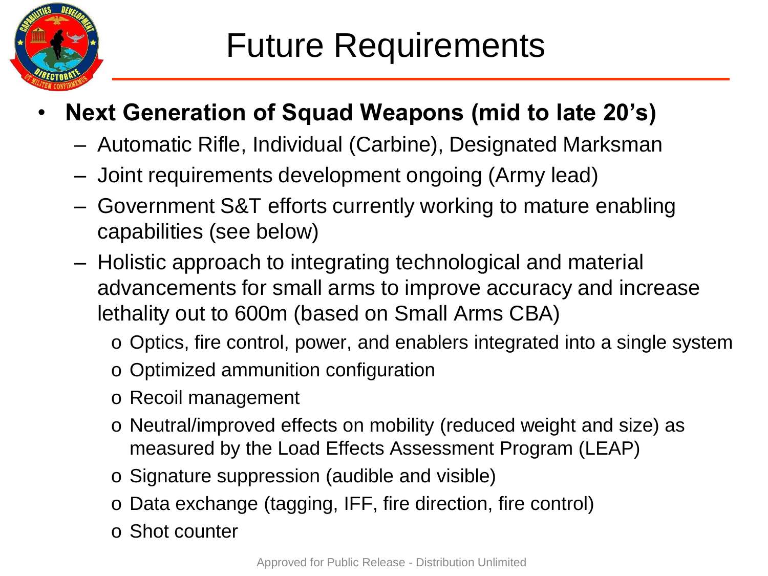# Future Requirements

- **Next Generation of Squad Weapons (mid to late 20's)**
  - Automatic Rifle, Individual (Carbine), Designated Marksman
  - Joint requirements development ongoing (Army lead)
  - Government S&T efforts currently working to mature enabling capabilities (see below)
  - Holistic approach to integrating technological and material advancements for small arms to improve accuracy and increase lethality out to 600m (based on Small Arms CBA)
    - Optics, fire control, power, and enablers integrated into a single system
    - Optimized ammunition configuration
    - Recoil management
    - Neutral/improved effects on mobility (reduced weight and size) as measured by the Load Effects Assessment Program (LEAP)
    - Signature suppression (audible and visible)
    - Data exchange (tagging, IFF, fire direction, fire control)
    - Shot counter

Approved for Public Release - Distribution Unlimited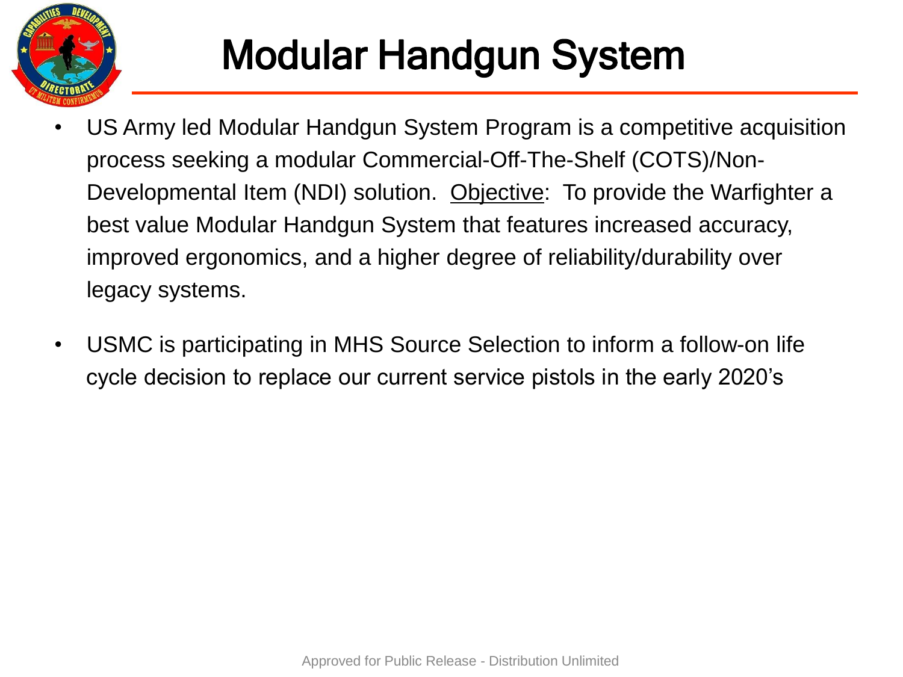# Modular Handgun System

- US Army led Modular Handgun System Program is a competitive acquisition process seeking a modular Commercial-Off-The-Shelf (COTS)/Non-Developmental Item (NDI) solution. <u>Objective</u>: To provide the Warfighter a best value Modular Handgun System that features increased accuracy, improved ergonomics, and a higher degree of reliability/durability over legacy systems.

- USMC is participating in MHS Source Selection to inform a follow-on life cycle decision to replace our current service pistols in the early 2020's

Approved for Public Release - Distribution Unlimited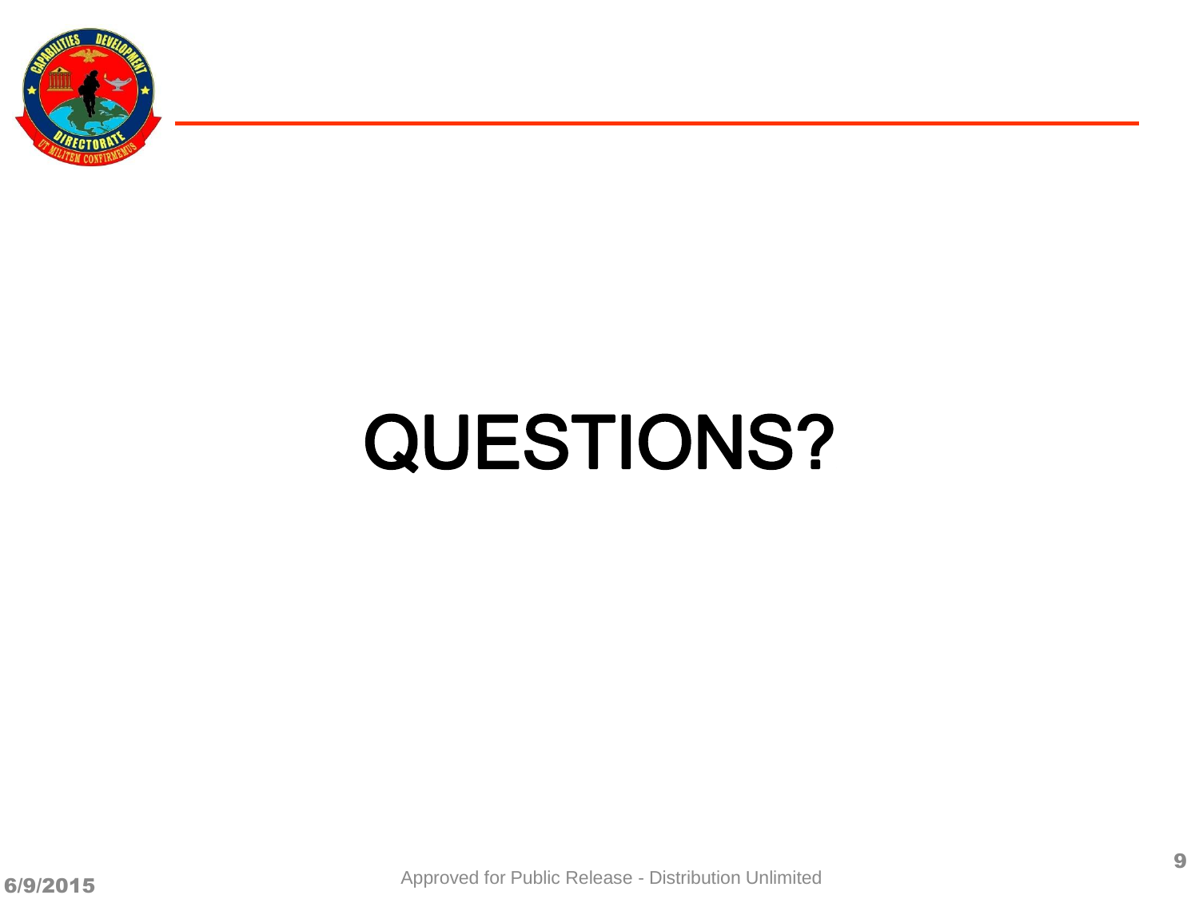# QUESTIONS?

Approved for Public Release - Distribution Unlimited